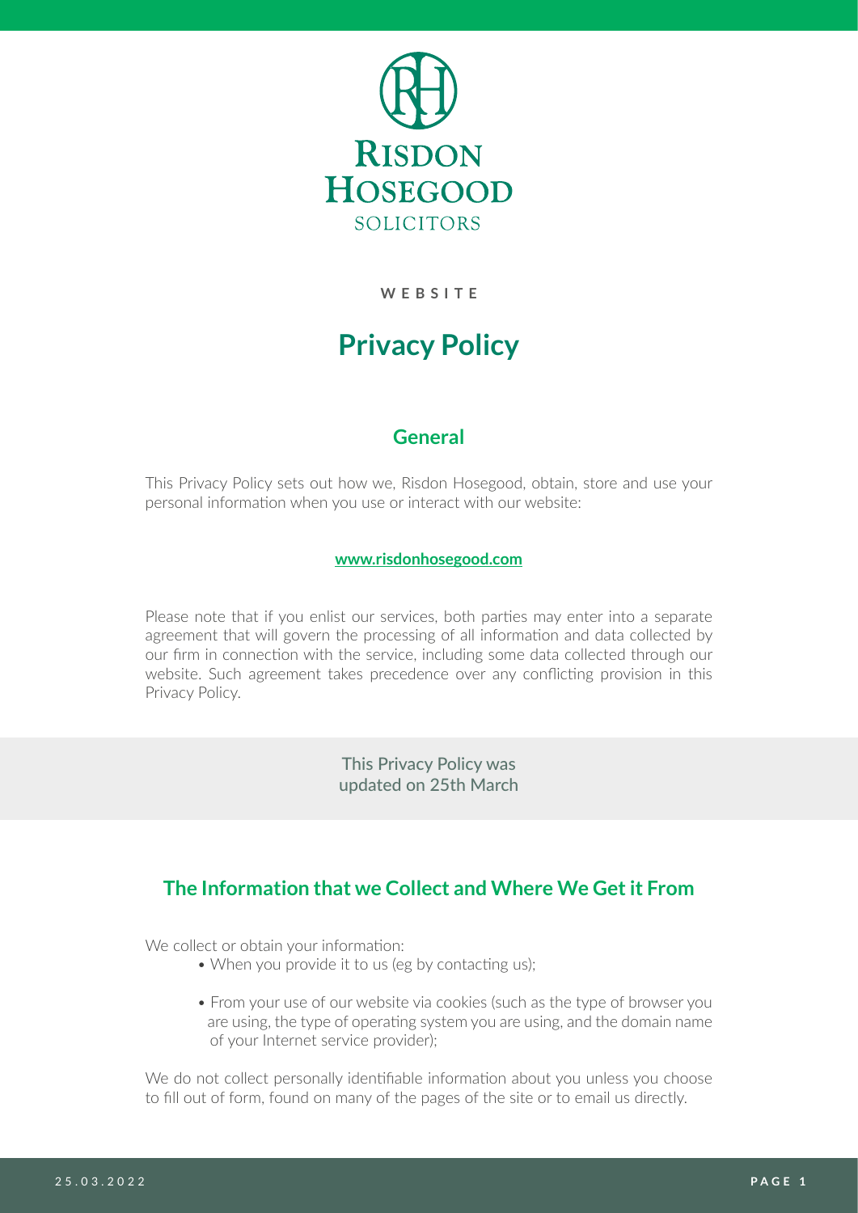RISDON HOSEGOOD
SOLICITORS

WEBSITE

# Privacy Policy

## General

This Privacy Policy sets out how we, Risdon Hosegood, obtain, store and use your personal information when you use or interact with our website:

**www.risdonhosegood.com**

Please note that if you enlist our services, both parties may enter into a separate agreement that will govern the processing of all information and data collected by our firm in connection with the service, including some data collected through our website. Such agreement takes precedence over any conflicting provision in this Privacy Policy.

This Privacy Policy was updated on 25th March

## The Information that we Collect and Where We Get it From

We collect or obtain your information:

- When you provide it to us (eg by contacting us);
- From your use of our website via cookies (such as the type of browser you are using, the type of operating system you are using, and the domain name of your Internet service provider);

We do not collect personally identifiable information about you unless you choose to fill out of form, found on many of the pages of the site or to email us directly.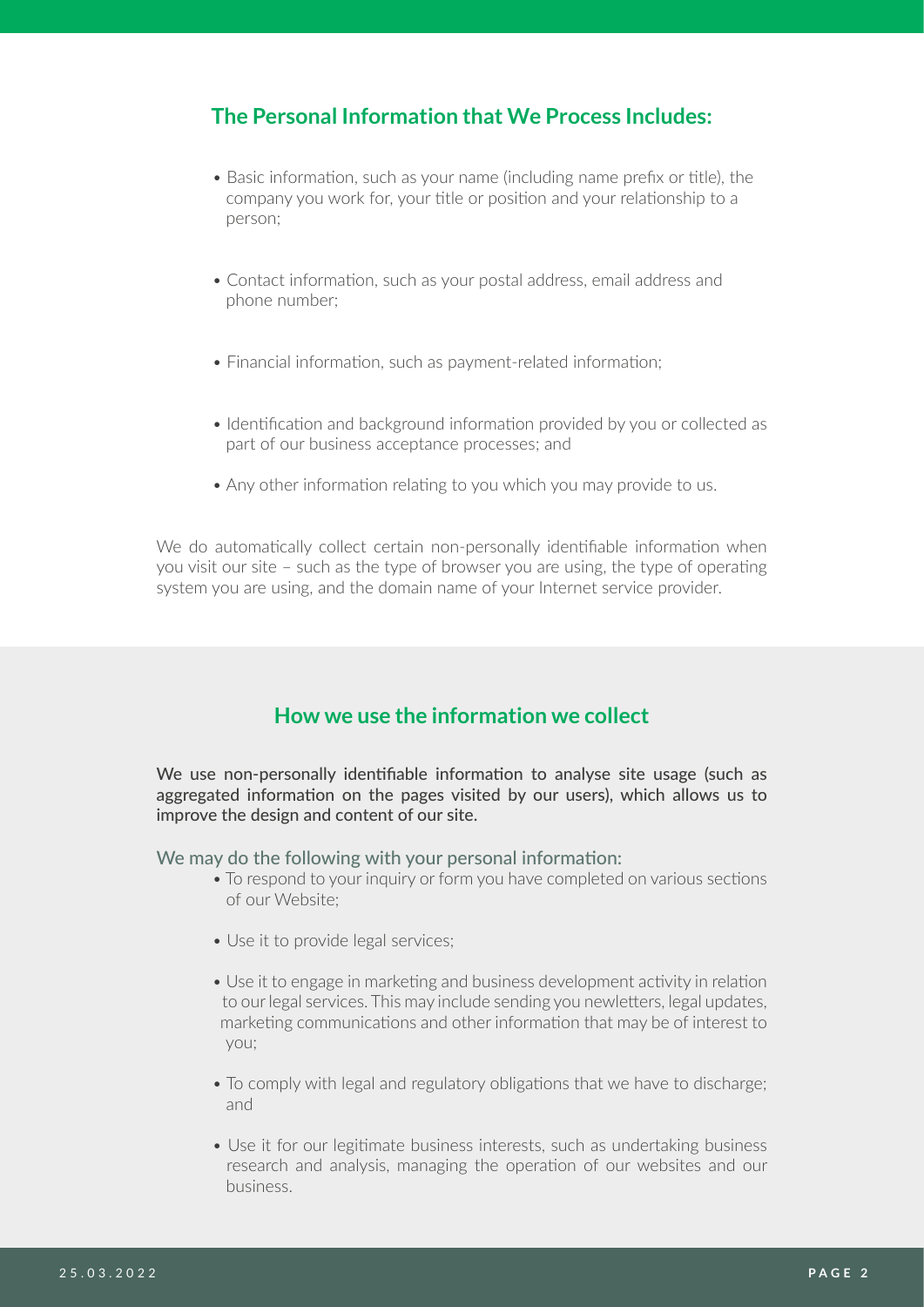## The Personal Information that We Process Includes:

- Basic information, such as your name (including name prefix or title), the company you work for, your title or position and your relationship to a person;
- Contact information, such as your postal address, email address and phone number;
- Financial information, such as payment-related information;
- Identification and background information provided by you or collected as part of our business acceptance processes; and
- Any other information relating to you which you may provide to us.

We do automatically collect certain non-personally identifiable information when you visit our site – such as the type of browser you are using, the type of operating system you are using, and the domain name of your Internet service provider.

## How we use the information we collect

We use non-personally identifiable information to analyse site usage (such as aggregated information on the pages visited by our users), which allows us to improve the design and content of our site.

We may do the following with your personal information:

- To respond to your inquiry or form you have completed on various sections of our Website;
- Use it to provide legal services;
- Use it to engage in marketing and business development activity in relation to our legal services. This may include sending you newletters, legal updates, marketing communications and other information that may be of interest to you;
- To comply with legal and regulatory obligations that we have to discharge; and
- Use it for our legitimate business interests, such as undertaking business research and analysis, managing the operation of our websites and our business.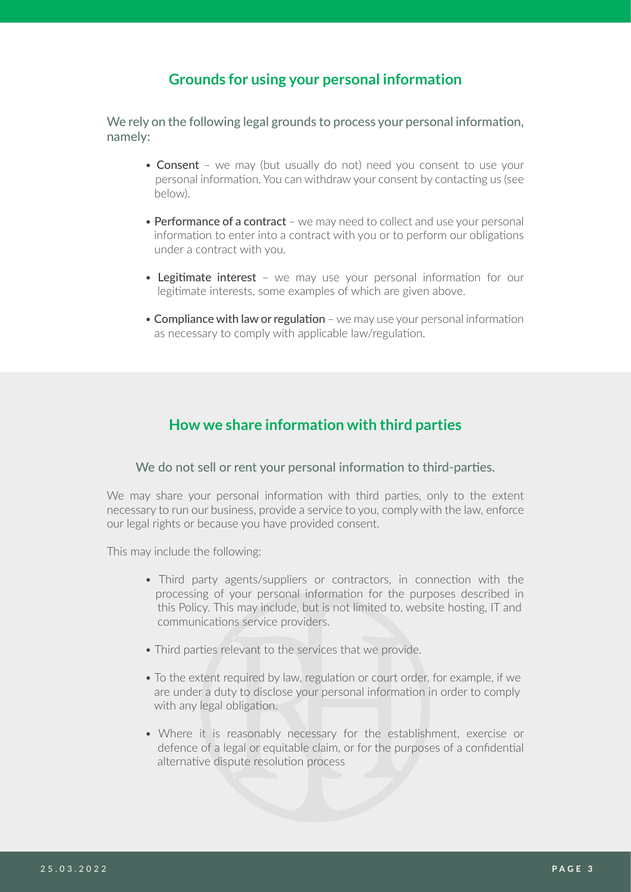## Grounds for using your personal information

We rely on the following legal grounds to process your personal information, namely:

- **Consent** – we may (but usually do not) need you consent to use your personal information. You can withdraw your consent by contacting us (see below).
- **Performance of a contract** – we may need to collect and use your personal information to enter into a contract with you or to perform our obligations under a contract with you.
- **Legitimate interest** – we may use your personal information for our legitimate interests, some examples of which are given above.
- **Compliance with law or regulation** – we may use your personal information as necessary to comply with applicable law/regulation.

## How we share information with third parties

We do not sell or rent your personal information to third-parties.

We may share your personal information with third parties, only to the extent necessary to run our business, provide a service to you, comply with the law, enforce our legal rights or because you have provided consent.

This may include the following:

- Third party agents/suppliers or contractors, in connection with the processing of your personal information for the purposes described in this Policy. This may include, but is not limited to, website hosting, IT and communications service providers.
- Third parties relevant to the services that we provide.
- To the extent required by law, regulation or court order, for example, if we are under a duty to disclose your personal information in order to comply with any legal obligation.
- Where it is reasonably necessary for the establishment, exercise or defence of a legal or equitable claim, or for the purposes of a confidential alternative dispute resolution process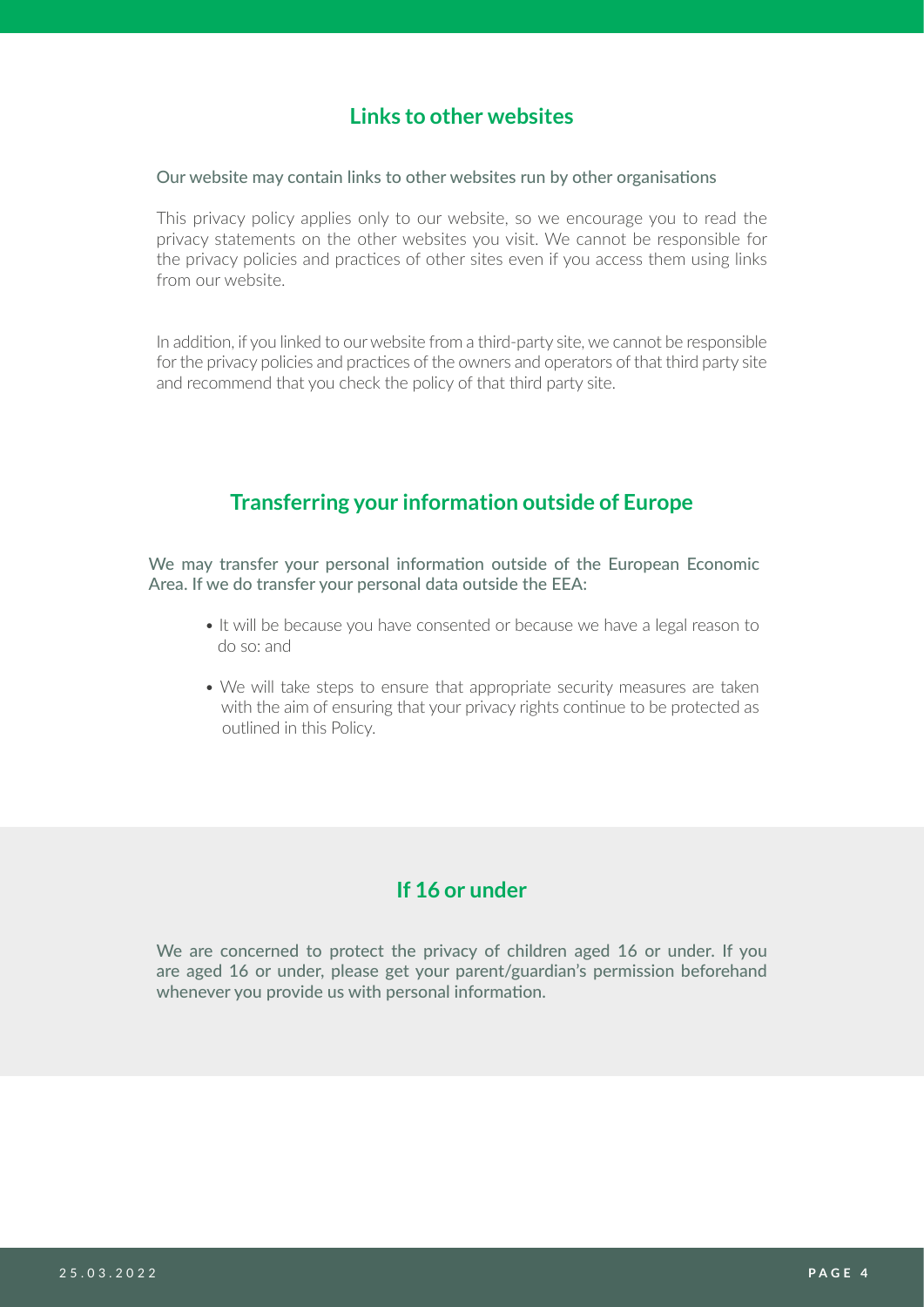## Links to other websites

Our website may contain links to other websites run by other organisations

This privacy policy applies only to our website, so we encourage you to read the privacy statements on the other websites you visit. We cannot be responsible for the privacy policies and practices of other sites even if you access them using links from our website.

In addition, if you linked to our website from a third-party site, we cannot be responsible for the privacy policies and practices of the owners and operators of that third party site and recommend that you check the policy of that third party site.

## Transferring your information outside of Europe

We may transfer your personal information outside of the European Economic Area. If we do transfer your personal data outside the EEA:

- It will be because you have consented or because we have a legal reason to do so: and
- We will take steps to ensure that appropriate security measures are taken with the aim of ensuring that your privacy rights continue to be protected as outlined in this Policy.

## If 16 or under

We are concerned to protect the privacy of children aged 16 or under. If you are aged 16 or under, please get your parent/guardian's permission beforehand whenever you provide us with personal information.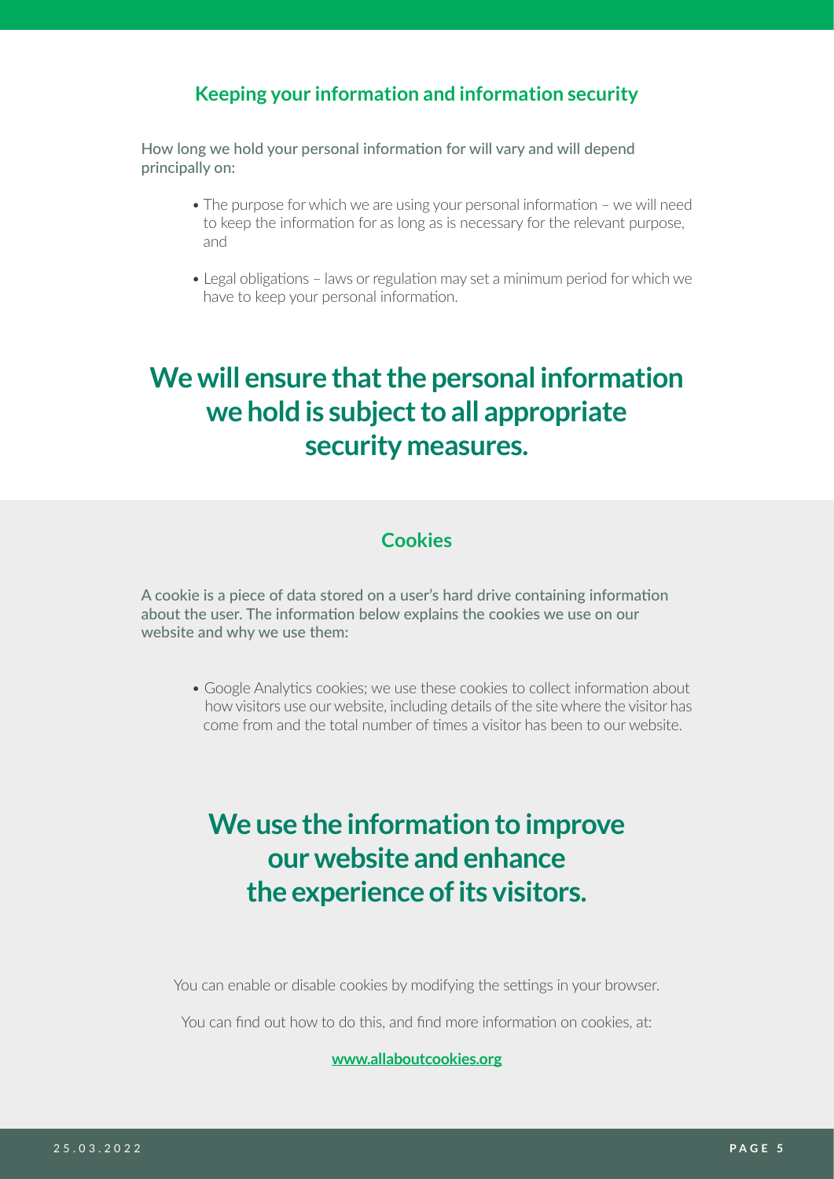## Keeping your information and information security

How long we hold your personal information for will vary and will depend principally on:

- The purpose for which we are using your personal information – we will need to keep the information for as long as is necessary for the relevant purpose, and
- Legal obligations – laws or regulation may set a minimum period for which we have to keep your personal information.

# We will ensure that the personal information we hold is subject to all appropriate security measures.

## Cookies

A cookie is a piece of data stored on a user's hard drive containing information about the user. The information below explains the cookies we use on our website and why we use them:

- Google Analytics cookies; we use these cookies to collect information about how visitors use our website, including details of the site where the visitor has come from and the total number of times a visitor has been to our website.

# We use the information to improve our website and enhance the experience of its visitors.

You can enable or disable cookies by modifying the settings in your browser.

You can find out how to do this, and find more information on cookies, at:

**www.allaboutcookies.org**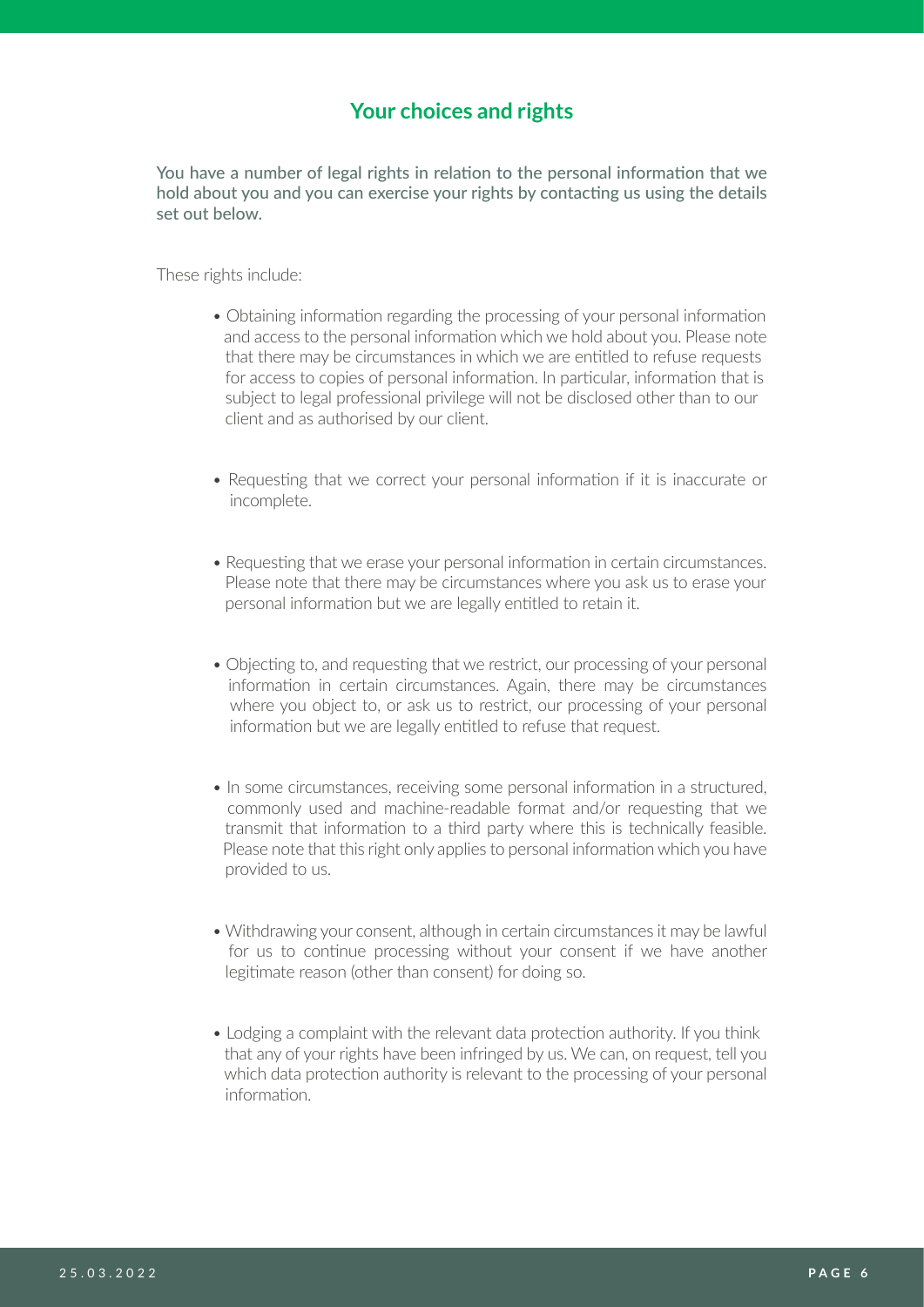## Your choices and rights

**You have a number of legal rights in relation to the personal information that we hold about you and you can exercise your rights by contacting us using the details set out below.**

These rights include:

- Obtaining information regarding the processing of your personal information and access to the personal information which we hold about you. Please note that there may be circumstances in which we are entitled to refuse requests for access to copies of personal information. In particular, information that is subject to legal professional privilege will not be disclosed other than to our client and as authorised by our client.

- Requesting that we correct your personal information if it is inaccurate or incomplete.

- Requesting that we erase your personal information in certain circumstances. Please note that there may be circumstances where you ask us to erase your personal information but we are legally entitled to retain it.

- Objecting to, and requesting that we restrict, our processing of your personal information in certain circumstances. Again, there may be circumstances where you object to, or ask us to restrict, our processing of your personal information but we are legally entitled to refuse that request.

- In some circumstances, receiving some personal information in a structured, commonly used and machine-readable format and/or requesting that we transmit that information to a third party where this is technically feasible. Please note that this right only applies to personal information which you have provided to us.

- Withdrawing your consent, although in certain circumstances it may be lawful for us to continue processing without your consent if we have another legitimate reason (other than consent) for doing so.

- Lodging a complaint with the relevant data protection authority. If you think that any of your rights have been infringed by us. We can, on request, tell you which data protection authority is relevant to the processing of your personal information.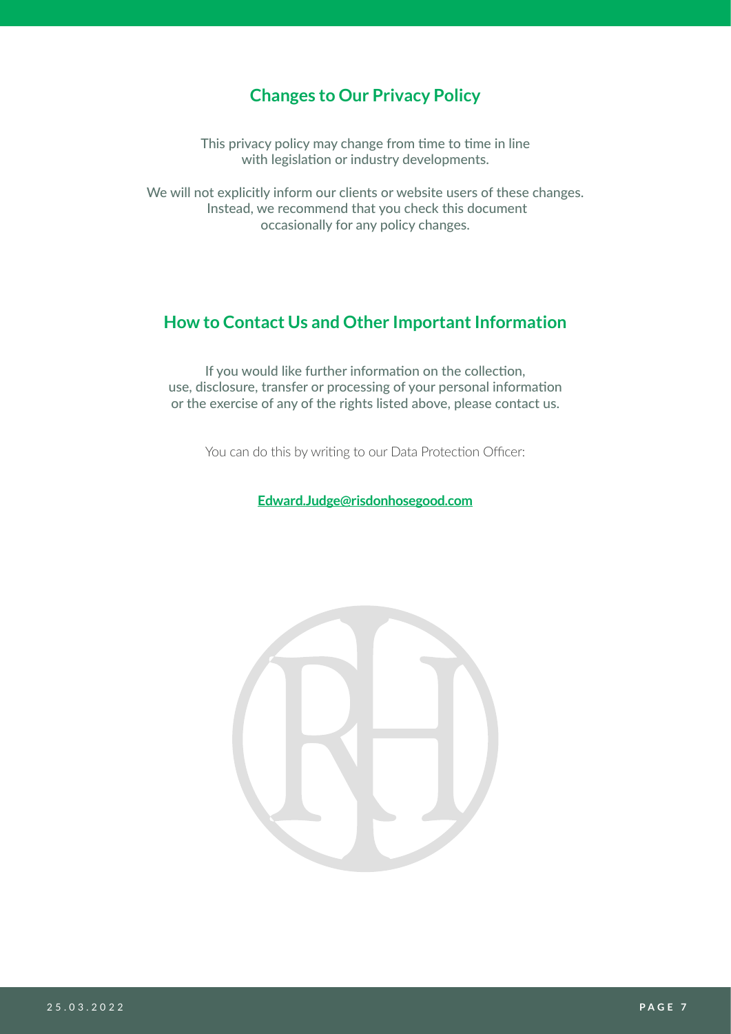## Changes to Our Privacy Policy

This privacy policy may change from time to time in line with legislation or industry developments.

We will not explicitly inform our clients or website users of these changes. Instead, we recommend that you check this document occasionally for any policy changes.

## How to Contact Us and Other Important Information

If you would like further information on the collection, use, disclosure, transfer or processing of your personal information or the exercise of any of the rights listed above, please contact us.

You can do this by writing to our Data Protection Officer:

**Edward.Judge@risdonhosegood.com**